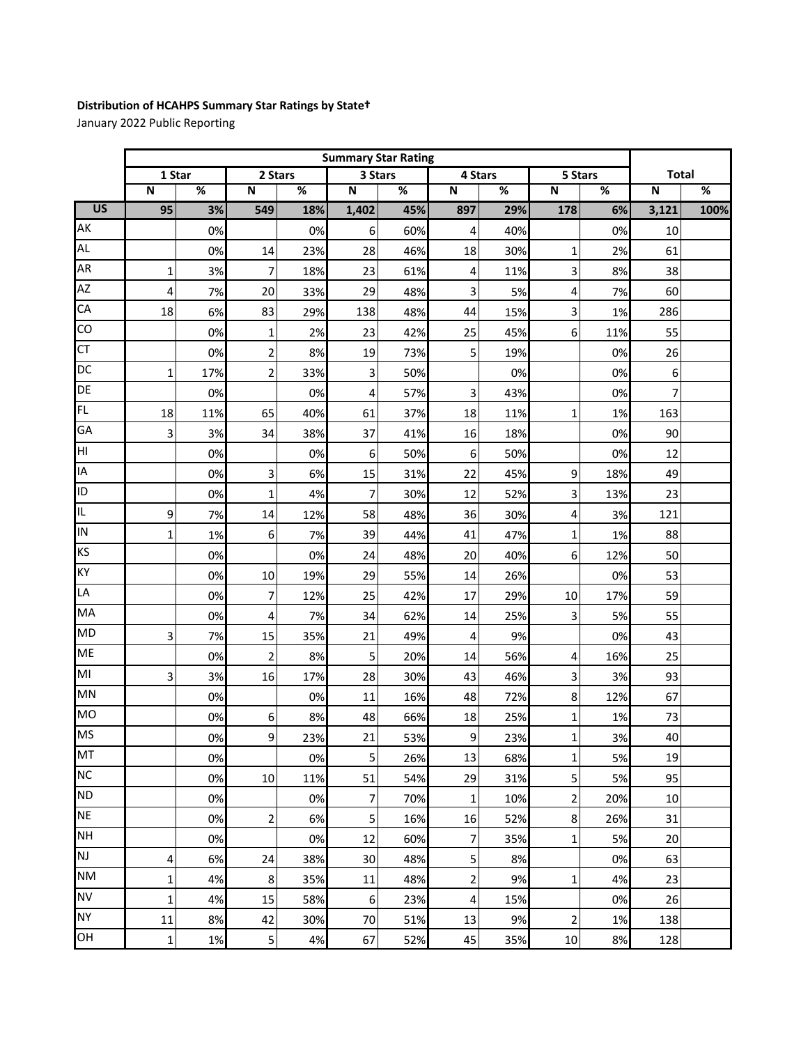**Distribution of HCAHPS Summary Star Ratings by State†**

January 2022 Public Reporting

| | Summary Star Rating | | | | | | | | | | | |
|---|---|---|---|---|---|---|---|---|---|---|---|---|
| | 1 Star | | 2 Stars | | 3 Stars | | 4 Stars | | 5 Stars | | Total | |
| | N | % | N | % | N | % | N | % | N | % | N | % |
| **US** | **95** | **3%** | **549** | **18%** | **1,402** | **45%** | **897** | **29%** | **178** | **6%** | **3,121** | **100%** |
| AK | | 0% | | 0% | 6 | 60% | 4 | 40% | | 0% | 10 | |
| AL | | 0% | 14 | 23% | 28 | 46% | 18 | 30% | 1 | 2% | 61 | |
| AR | 1 | 3% | 7 | 18% | 23 | 61% | 4 | 11% | 3 | 8% | 38 | |
| AZ | 4 | 7% | 20 | 33% | 29 | 48% | 3 | 5% | 4 | 7% | 60 | |
| CA | 18 | 6% | 83 | 29% | 138 | 48% | 44 | 15% | 3 | 1% | 286 | |
| CO | | 0% | 1 | 2% | 23 | 42% | 25 | 45% | 6 | 11% | 55 | |
| CT | | 0% | 2 | 8% | 19 | 73% | 5 | 19% | | 0% | 26 | |
| DC | 1 | 17% | 2 | 33% | 3 | 50% | | 0% | | 0% | 6 | |
| DE | | 0% | | 0% | 4 | 57% | 3 | 43% | | 0% | 7 | |
| FL | 18 | 11% | 65 | 40% | 61 | 37% | 18 | 11% | 1 | 1% | 163 | |
| GA | 3 | 3% | 34 | 38% | 37 | 41% | 16 | 18% | | 0% | 90 | |
| HI | | 0% | | 0% | 6 | 50% | 6 | 50% | | 0% | 12 | |
| IA | | 0% | 3 | 6% | 15 | 31% | 22 | 45% | 9 | 18% | 49 | |
| ID | | 0% | 1 | 4% | 7 | 30% | 12 | 52% | 3 | 13% | 23 | |
| IL | 9 | 7% | 14 | 12% | 58 | 48% | 36 | 30% | 4 | 3% | 121 | |
| IN | 1 | 1% | 6 | 7% | 39 | 44% | 41 | 47% | 1 | 1% | 88 | |
| KS | | 0% | | 0% | 24 | 48% | 20 | 40% | 6 | 12% | 50 | |
| KY | | 0% | 10 | 19% | 29 | 55% | 14 | 26% | | 0% | 53 | |
| LA | | 0% | 7 | 12% | 25 | 42% | 17 | 29% | 10 | 17% | 59 | |
| MA | | 0% | 4 | 7% | 34 | 62% | 14 | 25% | 3 | 5% | 55 | |
| MD | 3 | 7% | 15 | 35% | 21 | 49% | 4 | 9% | | 0% | 43 | |
| ME | | 0% | 2 | 8% | 5 | 20% | 14 | 56% | 4 | 16% | 25 | |
| MI | 3 | 3% | 16 | 17% | 28 | 30% | 43 | 46% | 3 | 3% | 93 | |
| MN | | 0% | | 0% | 11 | 16% | 48 | 72% | 8 | 12% | 67 | |
| MO | | 0% | 6 | 8% | 48 | 66% | 18 | 25% | 1 | 1% | 73 | |
| MS | | 0% | 9 | 23% | 21 | 53% | 9 | 23% | 1 | 3% | 40 | |
| MT | | 0% | | 0% | 5 | 26% | 13 | 68% | 1 | 5% | 19 | |
| NC | | 0% | 10 | 11% | 51 | 54% | 29 | 31% | 5 | 5% | 95 | |
| ND | | 0% | | 0% | 7 | 70% | 1 | 10% | 2 | 20% | 10 | |
| NE | | 0% | 2 | 6% | 5 | 16% | 16 | 52% | 8 | 26% | 31 | |
| NH | | 0% | | 0% | 12 | 60% | 7 | 35% | 1 | 5% | 20 | |
| NJ | 4 | 6% | 24 | 38% | 30 | 48% | 5 | 8% | | 0% | 63 | |
| NM | 1 | 4% | 8 | 35% | 11 | 48% | 2 | 9% | 1 | 4% | 23 | |
| NV | 1 | 4% | 15 | 58% | 6 | 23% | 4 | 15% | | 0% | 26 | |
| NY | 11 | 8% | 42 | 30% | 70 | 51% | 13 | 9% | 2 | 1% | 138 | |
| OH | 1 | 1% | 5 | 4% | 67 | 52% | 45 | 35% | 10 | 8% | 128 | |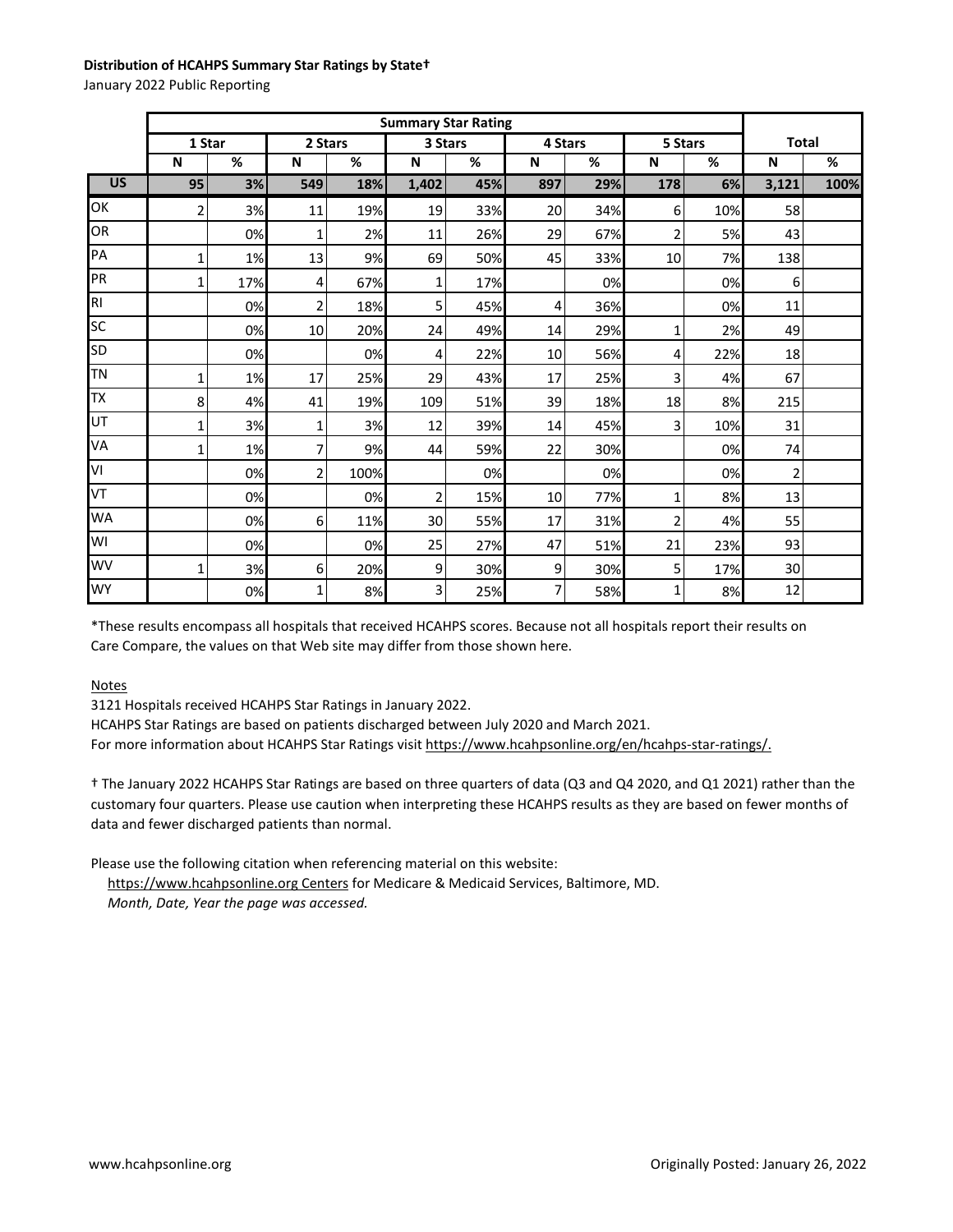**Distribution of HCAHPS Summary Star Ratings by State†**

January 2022 Public Reporting

| | Summary Star Rating | | | | | | | | | | Total | |
|---|---|---|---|---|---|---|---|---|---|---|---|---|
| | 1 Star | | 2 Stars | | 3 Stars | | 4 Stars | | 5 Stars | | | |
| | N | % | N | % | N | % | N | % | N | % | N | % |
| **US** | **95** | **3%** | **549** | **18%** | **1,402** | **45%** | **897** | **29%** | **178** | **6%** | **3,121** | **100%** |
| OK | 2 | 3% | 11 | 19% | 19 | 33% | 20 | 34% | 6 | 10% | 58 | |
| OR | | 0% | 1 | 2% | 11 | 26% | 29 | 67% | 2 | 5% | 43 | |
| PA | 1 | 1% | 13 | 9% | 69 | 50% | 45 | 33% | 10 | 7% | 138 | |
| PR | 1 | 17% | 4 | 67% | 1 | 17% | | 0% | | 0% | 6 | |
| RI | | 0% | 2 | 18% | 5 | 45% | 4 | 36% | | 0% | 11 | |
| SC | | 0% | 10 | 20% | 24 | 49% | 14 | 29% | 1 | 2% | 49 | |
| SD | | 0% | | 0% | 4 | 22% | 10 | 56% | 4 | 22% | 18 | |
| TN | 1 | 1% | 17 | 25% | 29 | 43% | 17 | 25% | 3 | 4% | 67 | |
| TX | 8 | 4% | 41 | 19% | 109 | 51% | 39 | 18% | 18 | 8% | 215 | |
| UT | 1 | 3% | 1 | 3% | 12 | 39% | 14 | 45% | 3 | 10% | 31 | |
| VA | 1 | 1% | 7 | 9% | 44 | 59% | 22 | 30% | | 0% | 74 | |
| VI | | 0% | 2 | 100% | | 0% | | 0% | | 0% | 2 | |
| VT | | 0% | | 0% | 2 | 15% | 10 | 77% | 1 | 8% | 13 | |
| WA | | 0% | 6 | 11% | 30 | 55% | 17 | 31% | 2 | 4% | 55 | |
| WI | | 0% | | 0% | 25 | 27% | 47 | 51% | 21 | 23% | 93 | |
| WV | 1 | 3% | 6 | 20% | 9 | 30% | 9 | 30% | 5 | 17% | 30 | |
| WY | | 0% | 1 | 8% | 3 | 25% | 7 | 58% | 1 | 8% | 12 | |

*These results encompass all hospitals that received HCAHPS scores. Because not all hospitals report their results on Care Compare, the values on that Web site may differ from those shown here.

Notes

3121 Hospitals received HCAHPS Star Ratings in January 2022.

HCAHPS Star Ratings are based on patients discharged between July 2020 and March 2021.

For more information about HCAHPS Star Ratings visit https://www.hcahpsonline.org/en/hcahps-star-ratings/.

† The January 2022 HCAHPS Star Ratings are based on three quarters of data (Q3 and Q4 2020, and Q1 2021) rather than the customary four quarters. Please use caution when interpreting these HCAHPS results as they are based on fewer months of data and fewer discharged patients than normal.

Please use the following citation when referencing material on this website:

https://www.hcahpsonline.org Centers for Medicare & Medicaid Services, Baltimore, MD.
*Month, Date, Year the page was accessed.*

www.hcahpsonline.org — Originally Posted: January 26, 2022